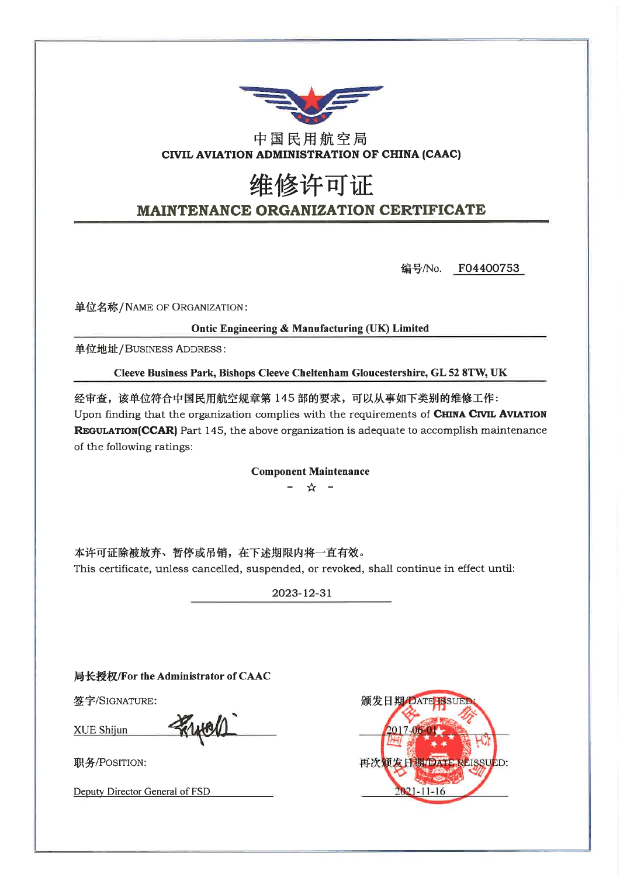# 中国民用航空局

**CIVIL AVIATION ADMINISTRATION OF CHINA (CAAC)**

# 维修许可证

## MAINTENANCE ORGANIZATION CERTIFICATE

编号/No. F04400753

单位名称/NAME OF ORGANIZATION:

**Ontic Engineering & Manufacturing (UK) Limited**

单位地址/BUSINESS ADDRESS:

**Cleeve Business Park, Bishops Cleeve Cheltenham Gloucestershire, GL 52 8TW, UK**

**经审查，该单位符合中国民用航空规章第 145 部的要求，可以从事如下类别的维修工作:**

Upon finding that the organization complies with the requirements of **CHINA CIVIL AVIATION REGULATION(CCAR)** Part 145, the above organization is adequate to accomplish maintenance of the following ratings:

**Component Maintenance**

\- ☆ -

**本许可证除被放弃、暂停或吊销，在下述期限内将一直有效。**

This certificate, unless cancelled, suspended, or revoked, shall continue in effect until:

2023-12-31

**局长授权/For the Administrator of CAAC**

签字/SIGNATURE:

XUE Shijun

职务/POSITION:

Deputy Director General of FSD

颁发日期/DATE ISSUED:

2017-06-01

再次颁发日期/DATE REISSUED:

2021-11-16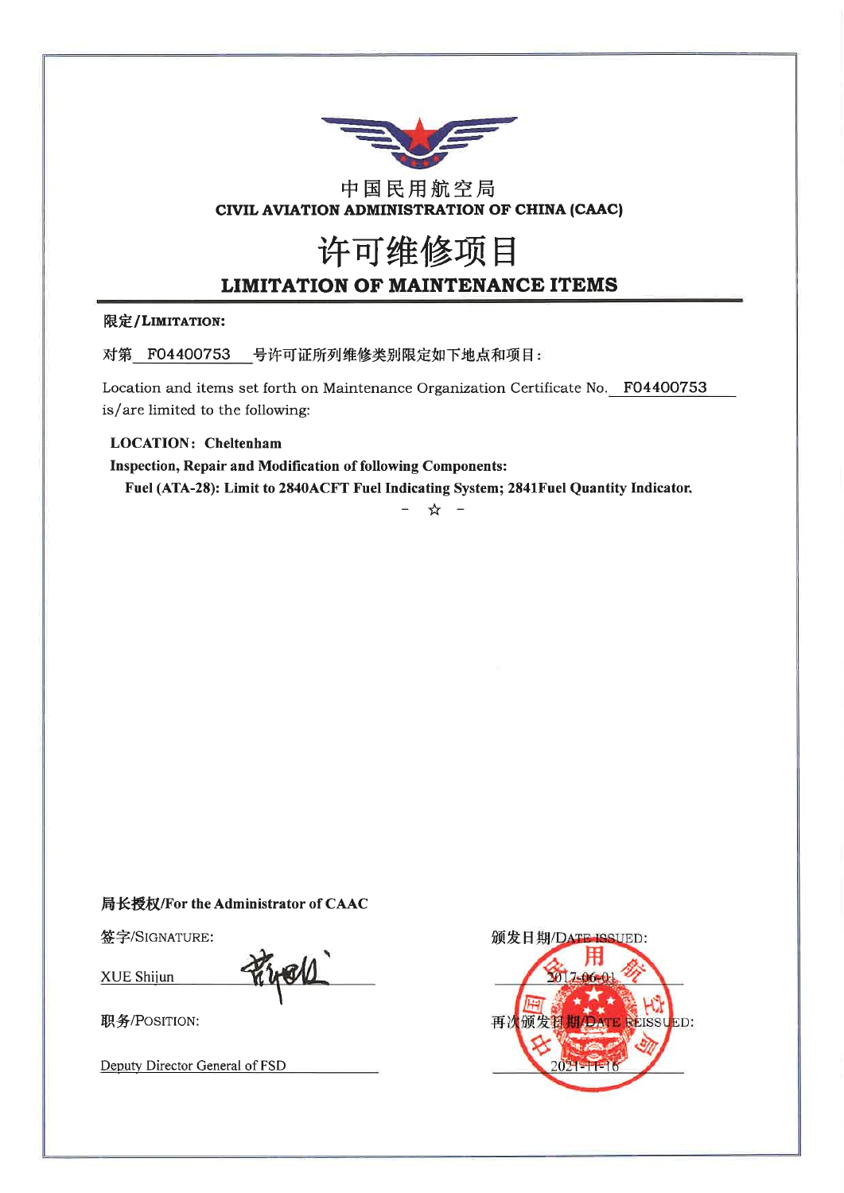中国民用航空局

**CIVIL AVIATION ADMINISTRATION OF CHINA (CAAC)**

# 许可维修项目

## LIMITATION OF MAINTENANCE ITEMS

**限定/LIMITATION:**

对第 F04400753 号许可证所列维修类别限定如下地点和项目:

Location and items set forth on Maintenance Organization Certificate No. F04400753 is/are limited to the following:

**LOCATION: Cheltenham**

**Inspection, Repair and Modification of following Components:**

**Fuel (ATA-28): Limit to 2840ACFT Fuel Indicating System; 2841Fuel Quantity Indicator.**

\- ☆ -

**局长授权/For the Administrator of CAAC**

签字/SIGNATURE:

XUE Shijun

职务/POSITION:

Deputy Director General of FSD

颁发日期/DATE ISSUED:

2017-06-01

再次颁发日期/DATE REISSUED:

2021-11-16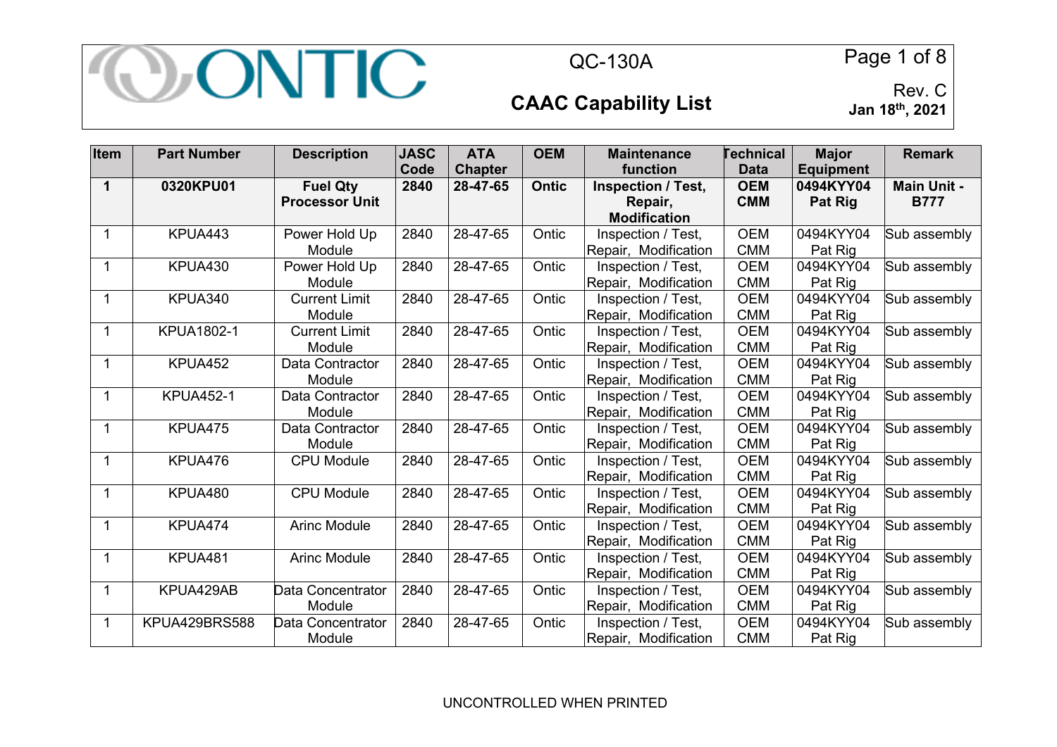# QC-130A

## CAAC Capability List

Rev. C
**Jan 18th, 2021**

| Item | Part Number | Description | JASC Code | ATA Chapter | OEM | Maintenance function | Technical Data | Major Equipment | Remark |
|---|---|---|---|---|---|---|---|---|---|
| **1** | **0320KPU01** | **Fuel Qty Processor Unit** | **2840** | **28-47-65** | **Ontic** | **Inspection / Test, Repair, Modification** | **OEM CMM** | **0494KYY04 Pat Rig** | **Main Unit - B777** |
| 1 | KPUA443 | Power Hold Up Module | 2840 | 28-47-65 | Ontic | Inspection / Test, Repair, Modification | OEM CMM | 0494KYY04 Pat Rig | Sub assembly |
| 1 | KPUA430 | Power Hold Up Module | 2840 | 28-47-65 | Ontic | Inspection / Test, Repair, Modification | OEM CMM | 0494KYY04 Pat Rig | Sub assembly |
| 1 | KPUA340 | Current Limit Module | 2840 | 28-47-65 | Ontic | Inspection / Test, Repair, Modification | OEM CMM | 0494KYY04 Pat Rig | Sub assembly |
| 1 | KPUA1802-1 | Current Limit Module | 2840 | 28-47-65 | Ontic | Inspection / Test, Repair, Modification | OEM CMM | 0494KYY04 Pat Rig | Sub assembly |
| 1 | KPUA452 | Data Contractor Module | 2840 | 28-47-65 | Ontic | Inspection / Test, Repair, Modification | OEM CMM | 0494KYY04 Pat Rig | Sub assembly |
| 1 | KPUA452-1 | Data Contractor Module | 2840 | 28-47-65 | Ontic | Inspection / Test, Repair, Modification | OEM CMM | 0494KYY04 Pat Rig | Sub assembly |
| 1 | KPUA475 | Data Contractor Module | 2840 | 28-47-65 | Ontic | Inspection / Test, Repair, Modification | OEM CMM | 0494KYY04 Pat Rig | Sub assembly |
| 1 | KPUA476 | CPU Module | 2840 | 28-47-65 | Ontic | Inspection / Test, Repair, Modification | OEM CMM | 0494KYY04 Pat Rig | Sub assembly |
| 1 | KPUA480 | CPU Module | 2840 | 28-47-65 | Ontic | Inspection / Test, Repair, Modification | OEM CMM | 0494KYY04 Pat Rig | Sub assembly |
| 1 | KPUA474 | Arinc Module | 2840 | 28-47-65 | Ontic | Inspection / Test, Repair, Modification | OEM CMM | 0494KYY04 Pat Rig | Sub assembly |
| 1 | KPUA481 | Arinc Module | 2840 | 28-47-65 | Ontic | Inspection / Test, Repair, Modification | OEM CMM | 0494KYY04 Pat Rig | Sub assembly |
| 1 | KPUA429AB | Data Concentrator Module | 2840 | 28-47-65 | Ontic | Inspection / Test, Repair, Modification | OEM CMM | 0494KYY04 Pat Rig | Sub assembly |
| 1 | KPUA429BRS588 | Data Concentrator Module | 2840 | 28-47-65 | Ontic | Inspection / Test, Repair, Modification | OEM CMM | 0494KYY04 Pat Rig | Sub assembly |

UNCONTROLLED WHEN PRINTED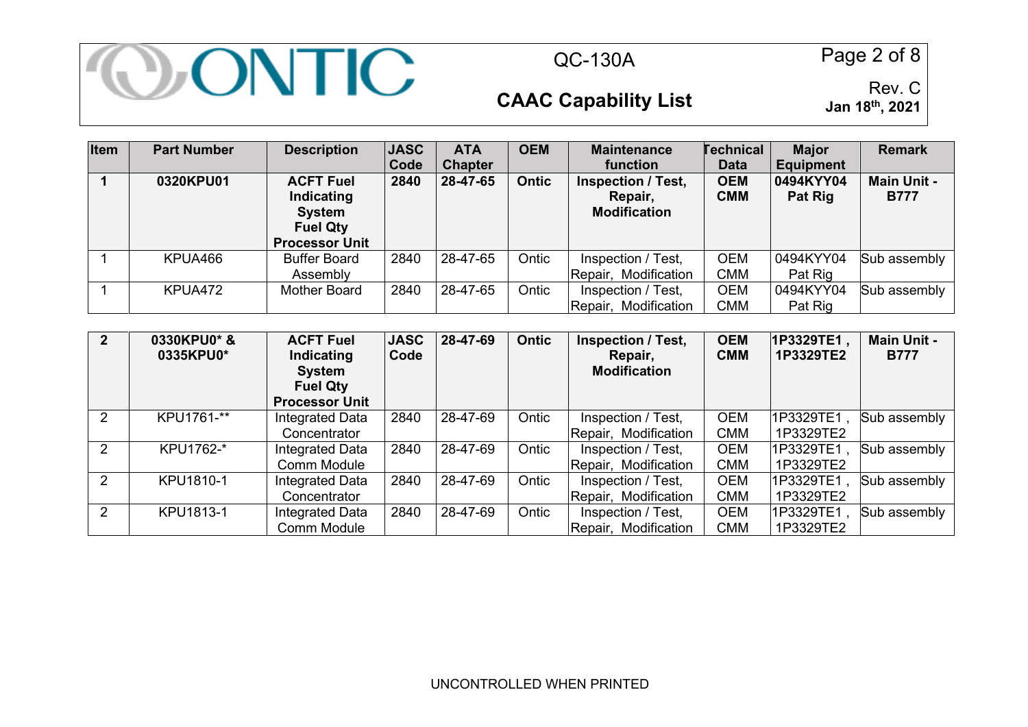| Item | Part Number | Description | JASC Code | ATA Chapter | OEM | Maintenance function | Technical Data | Major Equipment | Remark |
|---|---|---|---|---|---|---|---|---|---|
| **1** | **0320KPU01** | **ACFT Fuel Indicating System Fuel Qty Processor Unit** | **2840** | **28-47-65** | **Ontic** | **Inspection / Test, Repair, Modification** | **OEM CMM** | **0494KYY04 Pat Rig** | **Main Unit - B777** |
| 1 | KPUA466 | Buffer Board Assembly | 2840 | 28-47-65 | Ontic | Inspection / Test, Repair, Modification | OEM CMM | 0494KYY04 Pat Rig | Sub assembly |
| 1 | KPUA472 | Mother Board | 2840 | 28-47-65 | Ontic | Inspection / Test, Repair, Modification | OEM CMM | 0494KYY04 Pat Rig | Sub assembly |

| Item | Part Number | Description | JASC Code | ATA Chapter | OEM | Maintenance function | Technical Data | Major Equipment | Remark |
|---|---|---|---|---|---|---|---|---|---|
| **2** | **0330KPU0* & 0335KPU0*** | **ACFT Fuel Indicating System Fuel Qty Processor Unit** | **JASC Code** | **28-47-69** | **Ontic** | **Inspection / Test, Repair, Modification** | **OEM CMM** | **1P3329TE1 , 1P3329TE2** | **Main Unit - B777** |
| 2 | KPU1761-** | Integrated Data Concentrator | 2840 | 28-47-69 | Ontic | Inspection / Test, Repair, Modification | OEM CMM | 1P3329TE1 , 1P3329TE2 | Sub assembly |
| 2 | KPU1762-* | Integrated Data Comm Module | 2840 | 28-47-69 | Ontic | Inspection / Test, Repair, Modification | OEM CMM | 1P3329TE1 , 1P3329TE2 | Sub assembly |
| 2 | KPU1810-1 | Integrated Data Concentrator | 2840 | 28-47-69 | Ontic | Inspection / Test, Repair, Modification | OEM CMM | 1P3329TE1 , 1P3329TE2 | Sub assembly |
| 2 | KPU1813-1 | Integrated Data Comm Module | 2840 | 28-47-69 | Ontic | Inspection / Test, Repair, Modification | OEM CMM | 1P3329TE1 , 1P3329TE2 | Sub assembly |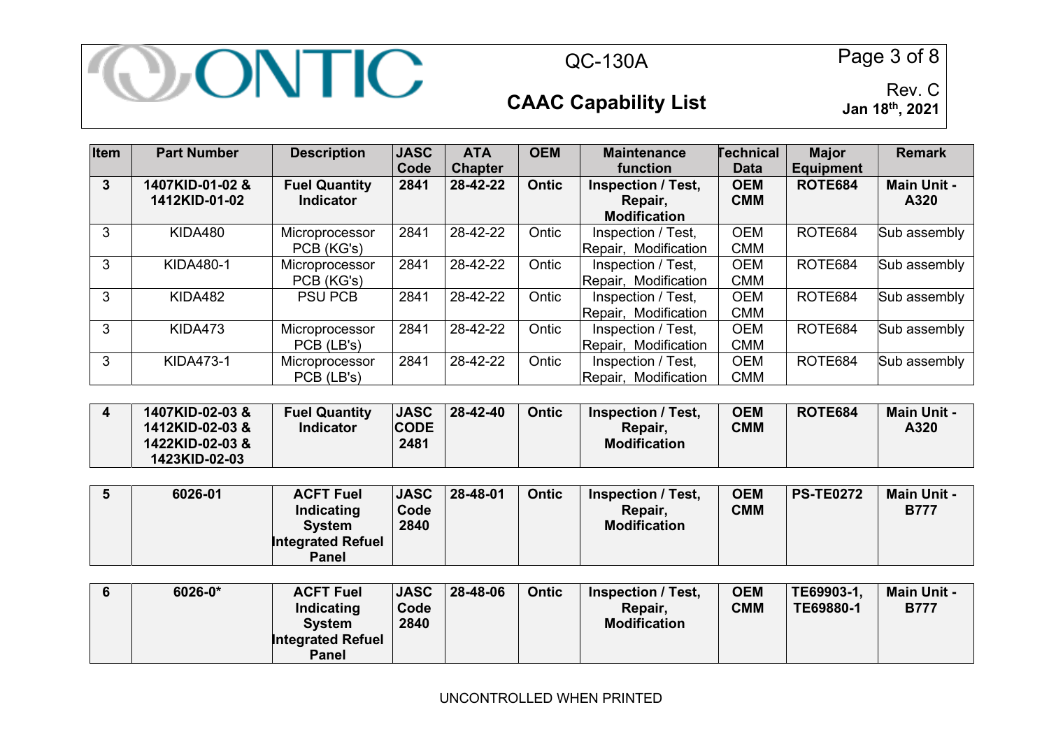| Item | Part Number | Description | JASC Code | ATA Chapter | OEM | Maintenance function | Technical Data | Major Equipment | Remark |
|---|---|---|---|---|---|---|---|---|---|
| **3** | **1407KID-01-02 & 1412KID-01-02** | **Fuel Quantity Indicator** | **2841** | **28-42-22** | **Ontic** | **Inspection / Test, Repair, Modification** | **OEM CMM** | **ROTE684** | **Main Unit - A320** |
| 3 | KIDA480 | Microprocessor PCB (KG's) | 2841 | 28-42-22 | Ontic | Inspection / Test, Repair, Modification | OEM CMM | ROTE684 | Sub assembly |
| 3 | KIDA480-1 | Microprocessor PCB (KG's) | 2841 | 28-42-22 | Ontic | Inspection / Test, Repair, Modification | OEM CMM | ROTE684 | Sub assembly |
| 3 | KIDA482 | PSU PCB | 2841 | 28-42-22 | Ontic | Inspection / Test, Repair, Modification | OEM CMM | ROTE684 | Sub assembly |
| 3 | KIDA473 | Microprocessor PCB (LB's) | 2841 | 28-42-22 | Ontic | Inspection / Test, Repair, Modification | OEM CMM | ROTE684 | Sub assembly |
| 3 | KIDA473-1 | Microprocessor PCB (LB's) | 2841 | 28-42-22 | Ontic | Inspection / Test, Repair, Modification | OEM CMM | ROTE684 | Sub assembly |
| **4** | **1407KID-02-03 & 1412KID-02-03 & 1422KID-02-03 & 1423KID-02-03** | **Fuel Quantity Indicator** | **JASC CODE 2481** | **28-42-40** | **Ontic** | **Inspection / Test, Repair, Modification** | **OEM CMM** | **ROTE684** | **Main Unit - A320** |
| **5** | **6026-01** | **ACFT Fuel Indicating System Integrated Refuel Panel** | **JASC Code 2840** | **28-48-01** | **Ontic** | **Inspection / Test, Repair, Modification** | **OEM CMM** | **PS-TE0272** | **Main Unit - B777** |
| **6** | **6026-0*** | **ACFT Fuel Indicating System Integrated Refuel Panel** | **JASC Code 2840** | **28-48-06** | **Ontic** | **Inspection / Test, Repair, Modification** | **OEM CMM** | **TE69903-1, TE69880-1** | **Main Unit - B777** |

UNCONTROLLED WHEN PRINTED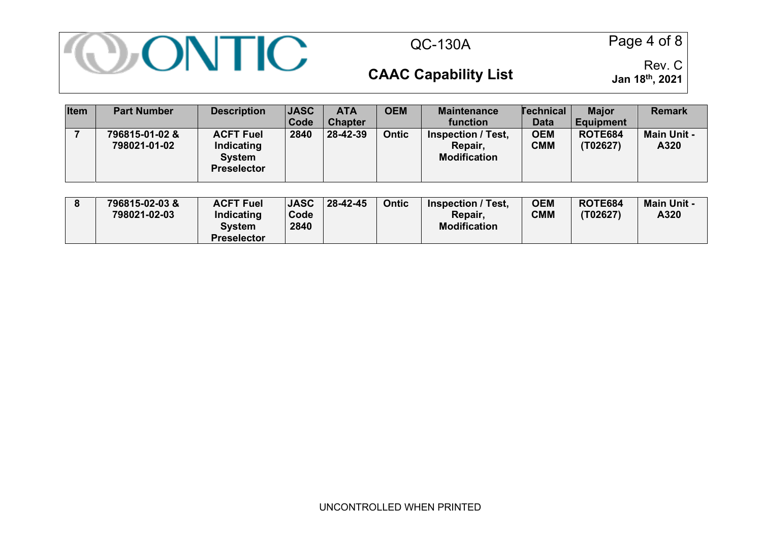| Item | Part Number | Description | JASC Code | ATA Chapter | OEM | Maintenance function | Technical Data | Major Equipment | Remark |
|---|---|---|---|---|---|---|---|---|---|
| **7** | **796815-01-02 & 798021-01-02** | **ACFT Fuel Indicating System Preselector** | **2840** | **28-42-39** | **Ontic** | **Inspection / Test, Repair, Modification** | **OEM CMM** | **ROTE684 (T02627)** | **Main Unit - A320** |
| **8** | **796815-02-03 & 798021-02-03** | **ACFT Fuel Indicating System Preselector** | **JASC Code 2840** | **28-42-45** | **Ontic** | **Inspection / Test, Repair, Modification** | **OEM CMM** | **ROTE684 (T02627)** | **Main Unit - A320** |

UNCONTROLLED WHEN PRINTED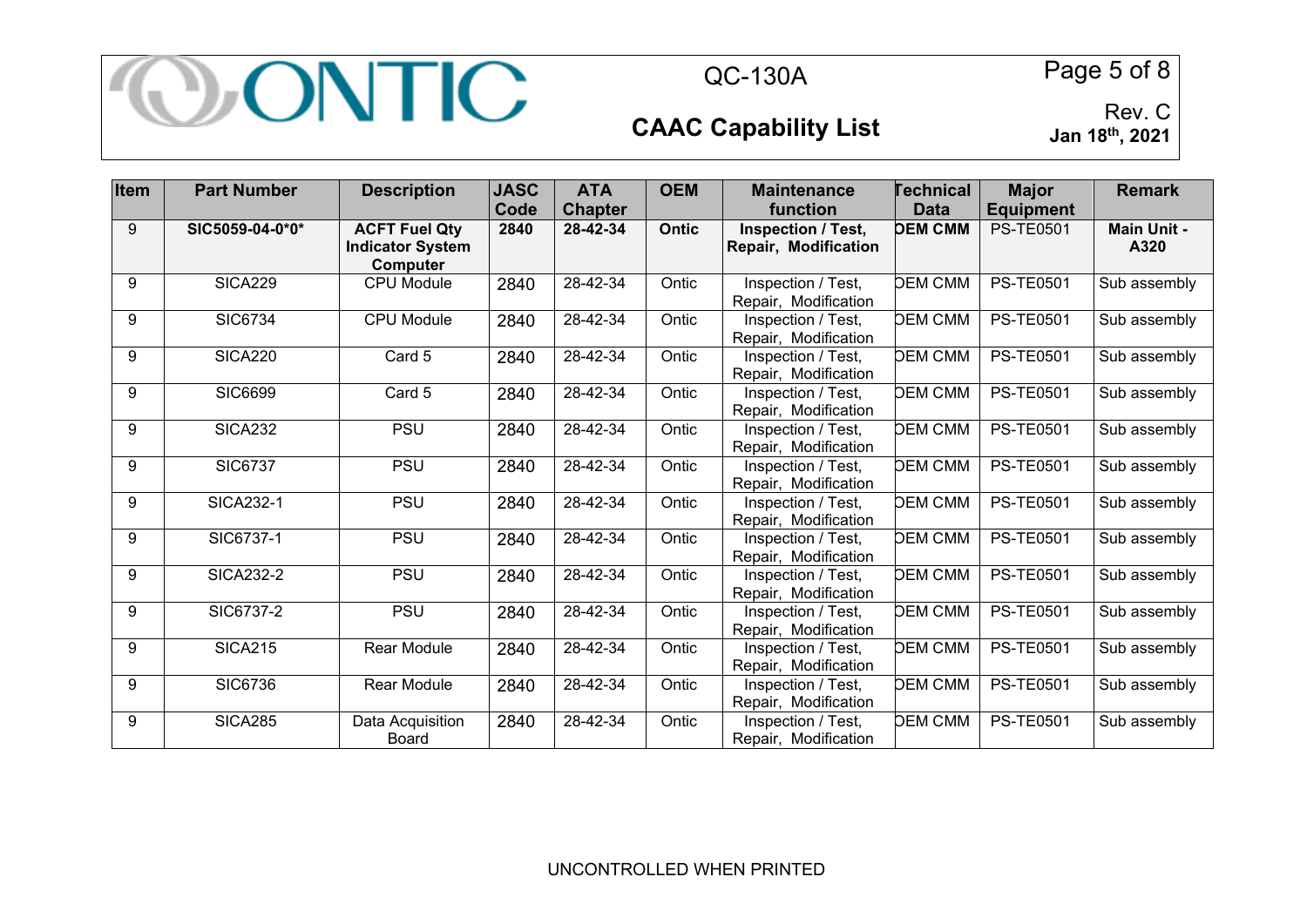| Item | Part Number | Description | JASC Code | ATA Chapter | OEM | Maintenance function | Technical Data | Major Equipment | Remark |
|---|---|---|---|---|---|---|---|---|---|
| 9 | **SIC5059-04-0*0*** | **ACFT Fuel Qty Indicator System Computer** | **2840** | **28-42-34** | **Ontic** | **Inspection / Test, Repair, Modification** | **OEM CMM** | PS-TE0501 | **Main Unit - A320** |
| 9 | SICA229 | CPU Module | 2840 | 28-42-34 | Ontic | Inspection / Test, Repair, Modification | OEM CMM | PS-TE0501 | Sub assembly |
| 9 | SIC6734 | CPU Module | 2840 | 28-42-34 | Ontic | Inspection / Test, Repair, Modification | OEM CMM | PS-TE0501 | Sub assembly |
| 9 | SICA220 | Card 5 | 2840 | 28-42-34 | Ontic | Inspection / Test, Repair, Modification | OEM CMM | PS-TE0501 | Sub assembly |
| 9 | SIC6699 | Card 5 | 2840 | 28-42-34 | Ontic | Inspection / Test, Repair, Modification | OEM CMM | PS-TE0501 | Sub assembly |
| 9 | SICA232 | PSU | 2840 | 28-42-34 | Ontic | Inspection / Test, Repair, Modification | OEM CMM | PS-TE0501 | Sub assembly |
| 9 | SIC6737 | PSU | 2840 | 28-42-34 | Ontic | Inspection / Test, Repair, Modification | OEM CMM | PS-TE0501 | Sub assembly |
| 9 | SICA232-1 | PSU | 2840 | 28-42-34 | Ontic | Inspection / Test, Repair, Modification | OEM CMM | PS-TE0501 | Sub assembly |
| 9 | SIC6737-1 | PSU | 2840 | 28-42-34 | Ontic | Inspection / Test, Repair, Modification | OEM CMM | PS-TE0501 | Sub assembly |
| 9 | SICA232-2 | PSU | 2840 | 28-42-34 | Ontic | Inspection / Test, Repair, Modification | OEM CMM | PS-TE0501 | Sub assembly |
| 9 | SIC6737-2 | PSU | 2840 | 28-42-34 | Ontic | Inspection / Test, Repair, Modification | OEM CMM | PS-TE0501 | Sub assembly |
| 9 | SICA215 | Rear Module | 2840 | 28-42-34 | Ontic | Inspection / Test, Repair, Modification | OEM CMM | PS-TE0501 | Sub assembly |
| 9 | SIC6736 | Rear Module | 2840 | 28-42-34 | Ontic | Inspection / Test, Repair, Modification | OEM CMM | PS-TE0501 | Sub assembly |
| 9 | SICA285 | Data Acquisition Board | 2840 | 28-42-34 | Ontic | Inspection / Test, Repair, Modification | OEM CMM | PS-TE0501 | Sub assembly |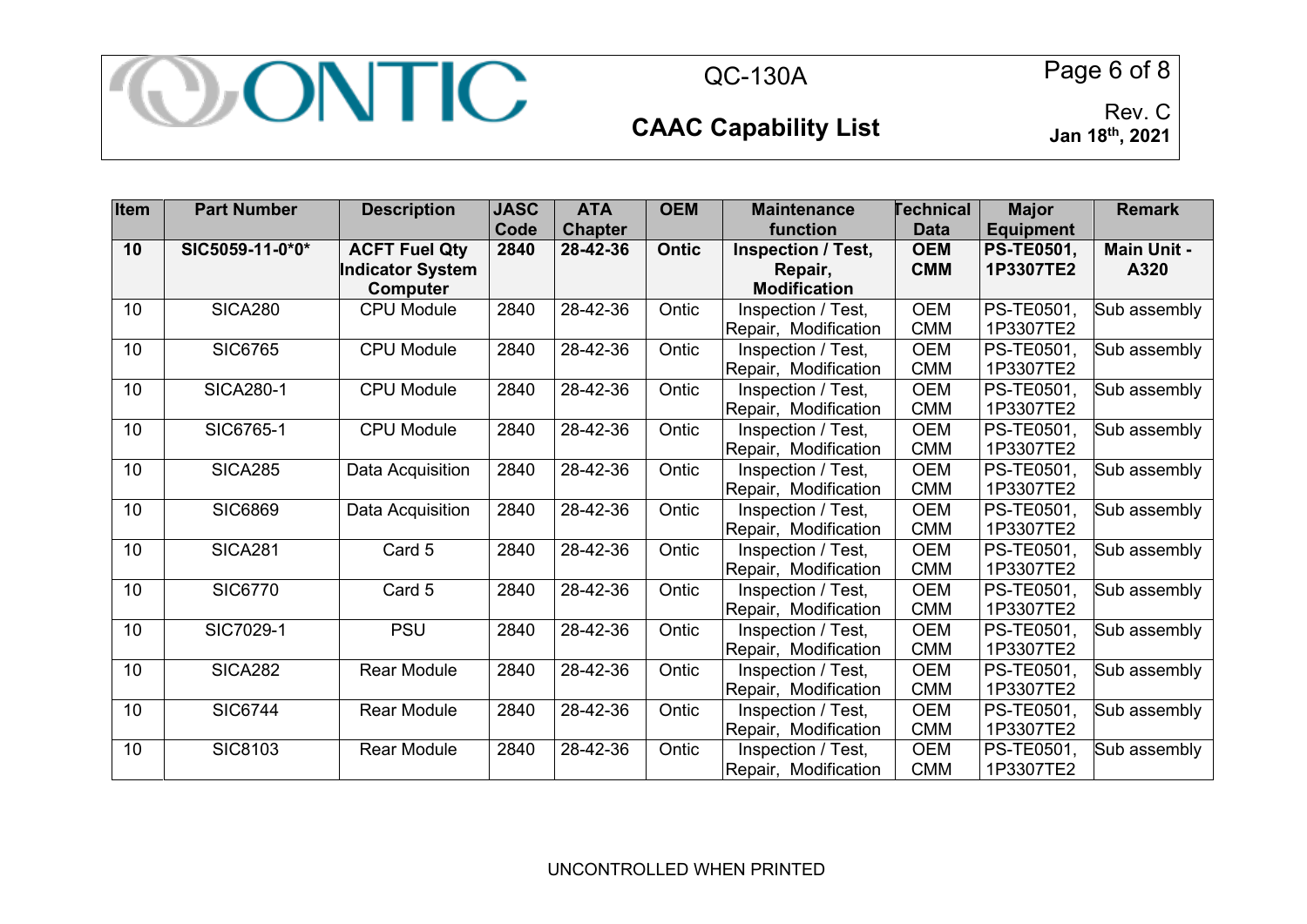| Item | Part Number | Description | JASC Code | ATA Chapter | OEM | Maintenance function | Technical Data | Major Equipment | Remark |
|---|---|---|---|---|---|---|---|---|---|
| **10** | **SIC5059-11-0*0*** | **ACFT Fuel Qty Indicator System Computer** | **2840** | **28-42-36** | **Ontic** | **Inspection / Test, Repair, Modification** | **OEM CMM** | **PS-TE0501, 1P3307TE2** | **Main Unit - A320** |
| 10 | SICA280 | CPU Module | 2840 | 28-42-36 | Ontic | Inspection / Test, Repair, Modification | OEM CMM | PS-TE0501, 1P3307TE2 | Sub assembly |
| 10 | SIC6765 | CPU Module | 2840 | 28-42-36 | Ontic | Inspection / Test, Repair, Modification | OEM CMM | PS-TE0501, 1P3307TE2 | Sub assembly |
| 10 | SICA280-1 | CPU Module | 2840 | 28-42-36 | Ontic | Inspection / Test, Repair, Modification | OEM CMM | PS-TE0501, 1P3307TE2 | Sub assembly |
| 10 | SIC6765-1 | CPU Module | 2840 | 28-42-36 | Ontic | Inspection / Test, Repair, Modification | OEM CMM | PS-TE0501, 1P3307TE2 | Sub assembly |
| 10 | SICA285 | Data Acquisition | 2840 | 28-42-36 | Ontic | Inspection / Test, Repair, Modification | OEM CMM | PS-TE0501, 1P3307TE2 | Sub assembly |
| 10 | SIC6869 | Data Acquisition | 2840 | 28-42-36 | Ontic | Inspection / Test, Repair, Modification | OEM CMM | PS-TE0501, 1P3307TE2 | Sub assembly |
| 10 | SICA281 | Card 5 | 2840 | 28-42-36 | Ontic | Inspection / Test, Repair, Modification | OEM CMM | PS-TE0501, 1P3307TE2 | Sub assembly |
| 10 | SIC6770 | Card 5 | 2840 | 28-42-36 | Ontic | Inspection / Test, Repair, Modification | OEM CMM | PS-TE0501, 1P3307TE2 | Sub assembly |
| 10 | SIC7029-1 | PSU | 2840 | 28-42-36 | Ontic | Inspection / Test, Repair, Modification | OEM CMM | PS-TE0501, 1P3307TE2 | Sub assembly |
| 10 | SICA282 | Rear Module | 2840 | 28-42-36 | Ontic | Inspection / Test, Repair, Modification | OEM CMM | PS-TE0501, 1P3307TE2 | Sub assembly |
| 10 | SIC6744 | Rear Module | 2840 | 28-42-36 | Ontic | Inspection / Test, Repair, Modification | OEM CMM | PS-TE0501, 1P3307TE2 | Sub assembly |
| 10 | SIC8103 | Rear Module | 2840 | 28-42-36 | Ontic | Inspection / Test, Repair, Modification | OEM CMM | PS-TE0501, 1P3307TE2 | Sub assembly |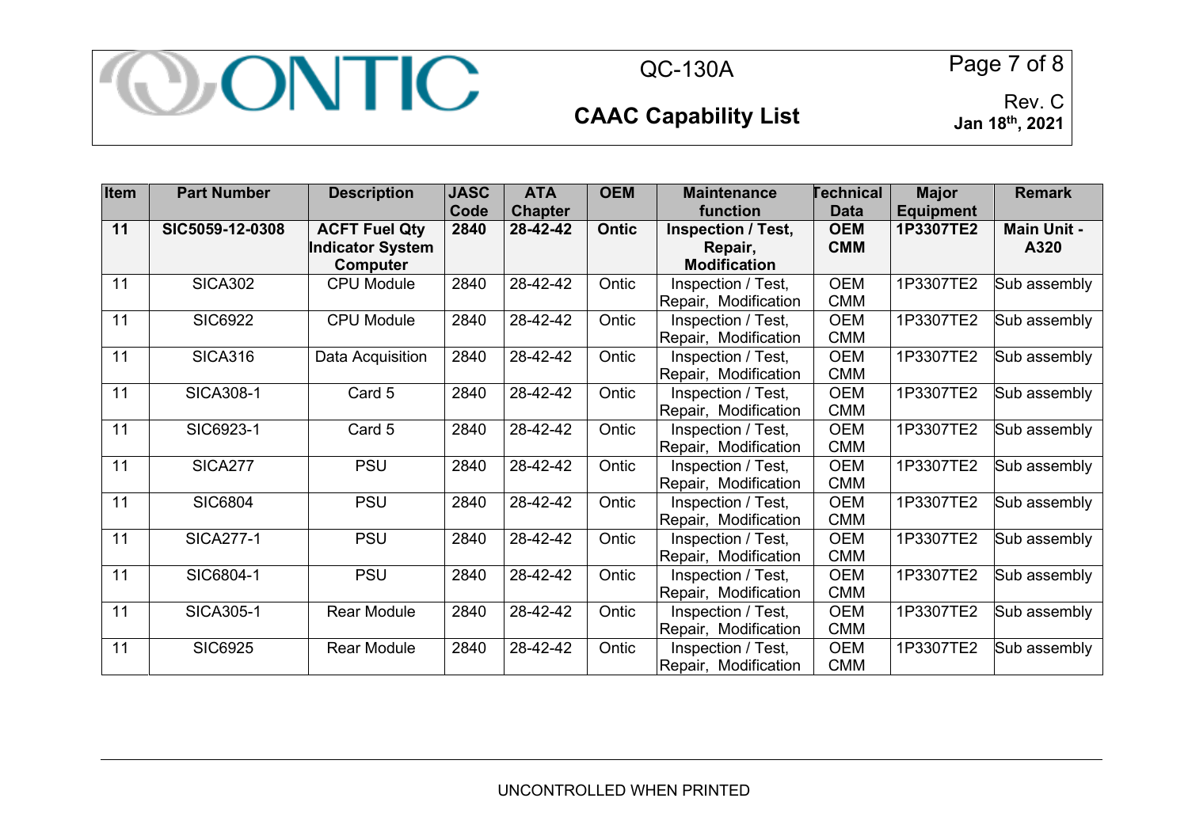| Item | Part Number | Description | JASC Code | ATA Chapter | OEM | Maintenance function | Technical Data | Major Equipment | Remark |
|---|---|---|---|---|---|---|---|---|---|
| **11** | **SIC5059-12-0308** | **ACFT Fuel Qty Indicator System Computer** | **2840** | **28-42-42** | **Ontic** | **Inspection / Test, Repair, Modification** | **OEM CMM** | **1P3307TE2** | **Main Unit - A320** |
| 11 | SICA302 | CPU Module | 2840 | 28-42-42 | Ontic | Inspection / Test, Repair, Modification | OEM CMM | 1P3307TE2 | Sub assembly |
| 11 | SIC6922 | CPU Module | 2840 | 28-42-42 | Ontic | Inspection / Test, Repair, Modification | OEM CMM | 1P3307TE2 | Sub assembly |
| 11 | SICA316 | Data Acquisition | 2840 | 28-42-42 | Ontic | Inspection / Test, Repair, Modification | OEM CMM | 1P3307TE2 | Sub assembly |
| 11 | SICA308-1 | Card 5 | 2840 | 28-42-42 | Ontic | Inspection / Test, Repair, Modification | OEM CMM | 1P3307TE2 | Sub assembly |
| 11 | SIC6923-1 | Card 5 | 2840 | 28-42-42 | Ontic | Inspection / Test, Repair, Modification | OEM CMM | 1P3307TE2 | Sub assembly |
| 11 | SICA277 | PSU | 2840 | 28-42-42 | Ontic | Inspection / Test, Repair, Modification | OEM CMM | 1P3307TE2 | Sub assembly |
| 11 | SIC6804 | PSU | 2840 | 28-42-42 | Ontic | Inspection / Test, Repair, Modification | OEM CMM | 1P3307TE2 | Sub assembly |
| 11 | SICA277-1 | PSU | 2840 | 28-42-42 | Ontic | Inspection / Test, Repair, Modification | OEM CMM | 1P3307TE2 | Sub assembly |
| 11 | SIC6804-1 | PSU | 2840 | 28-42-42 | Ontic | Inspection / Test, Repair, Modification | OEM CMM | 1P3307TE2 | Sub assembly |
| 11 | SICA305-1 | Rear Module | 2840 | 28-42-42 | Ontic | Inspection / Test, Repair, Modification | OEM CMM | 1P3307TE2 | Sub assembly |
| 11 | SIC6925 | Rear Module | 2840 | 28-42-42 | Ontic | Inspection / Test, Repair, Modification | OEM CMM | 1P3307TE2 | Sub assembly |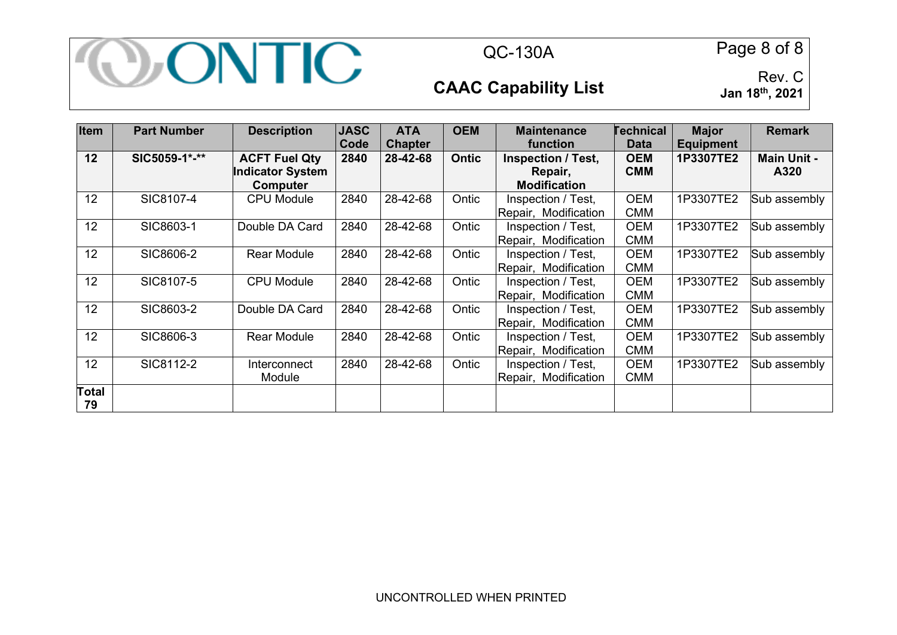| Item | Part Number | Description | JASC Code | ATA Chapter | OEM | Maintenance function | Technical Data | Major Equipment | Remark |
|---|---|---|---|---|---|---|---|---|---|
| **12** | **SIC5059-1*-** ** | **ACFT Fuel Qty Indicator System Computer** | **2840** | **28-42-68** | **Ontic** | **Inspection / Test, Repair, Modification** | **OEM CMM** | **1P3307TE2** | **Main Unit - A320** |
| 12 | SIC8107-4 | CPU Module | 2840 | 28-42-68 | Ontic | Inspection / Test, Repair, Modification | OEM CMM | 1P3307TE2 | Sub assembly |
| 12 | SIC8603-1 | Double DA Card | 2840 | 28-42-68 | Ontic | Inspection / Test, Repair, Modification | OEM CMM | 1P3307TE2 | Sub assembly |
| 12 | SIC8606-2 | Rear Module | 2840 | 28-42-68 | Ontic | Inspection / Test, Repair, Modification | OEM CMM | 1P3307TE2 | Sub assembly |
| 12 | SIC8107-5 | CPU Module | 2840 | 28-42-68 | Ontic | Inspection / Test, Repair, Modification | OEM CMM | 1P3307TE2 | Sub assembly |
| 12 | SIC8603-2 | Double DA Card | 2840 | 28-42-68 | Ontic | Inspection / Test, Repair, Modification | OEM CMM | 1P3307TE2 | Sub assembly |
| 12 | SIC8606-3 | Rear Module | 2840 | 28-42-68 | Ontic | Inspection / Test, Repair, Modification | OEM CMM | 1P3307TE2 | Sub assembly |
| 12 | SIC8112-2 | Interconnect Module | 2840 | 28-42-68 | Ontic | Inspection / Test, Repair, Modification | OEM CMM | 1P3307TE2 | Sub assembly |
| **Total 79** | | | | | | | | | |

UNCONTROLLED WHEN PRINTED